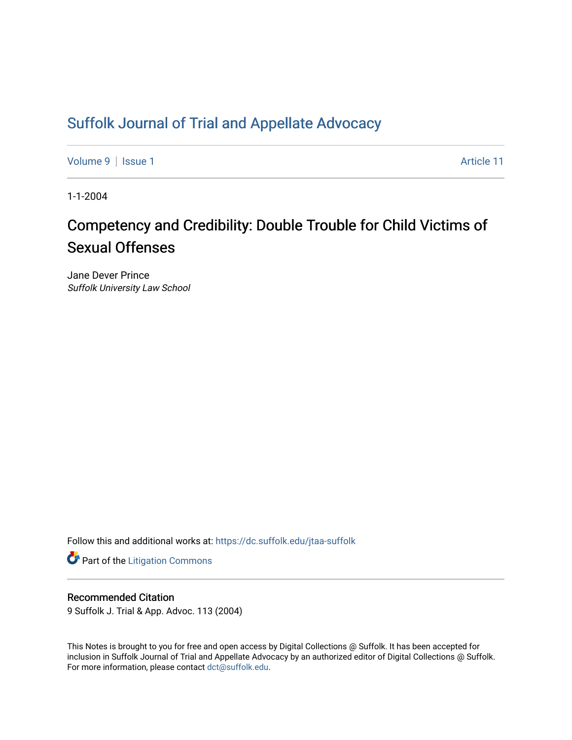# Suffolk Journal of Trial and Appellate Advocacy

Volume 9 | Issue 1 Article 11

1-1-2004

## Competency and Credibility: Double Trouble for Child Victims of Sexual Offenses

Jane Dever Prince
*Suffolk University Law School*

Follow this and additional works at: https://dc.suffolk.edu/jtaa-suffolk

Part of the Litigation Commons

### Recommended Citation

9 Suffolk J. Trial & App. Advoc. 113 (2004)

This Notes is brought to you for free and open access by Digital Collections @ Suffolk. It has been accepted for inclusion in Suffolk Journal of Trial and Appellate Advocacy by an authorized editor of Digital Collections @ Suffolk. For more information, please contact dct@suffolk.edu.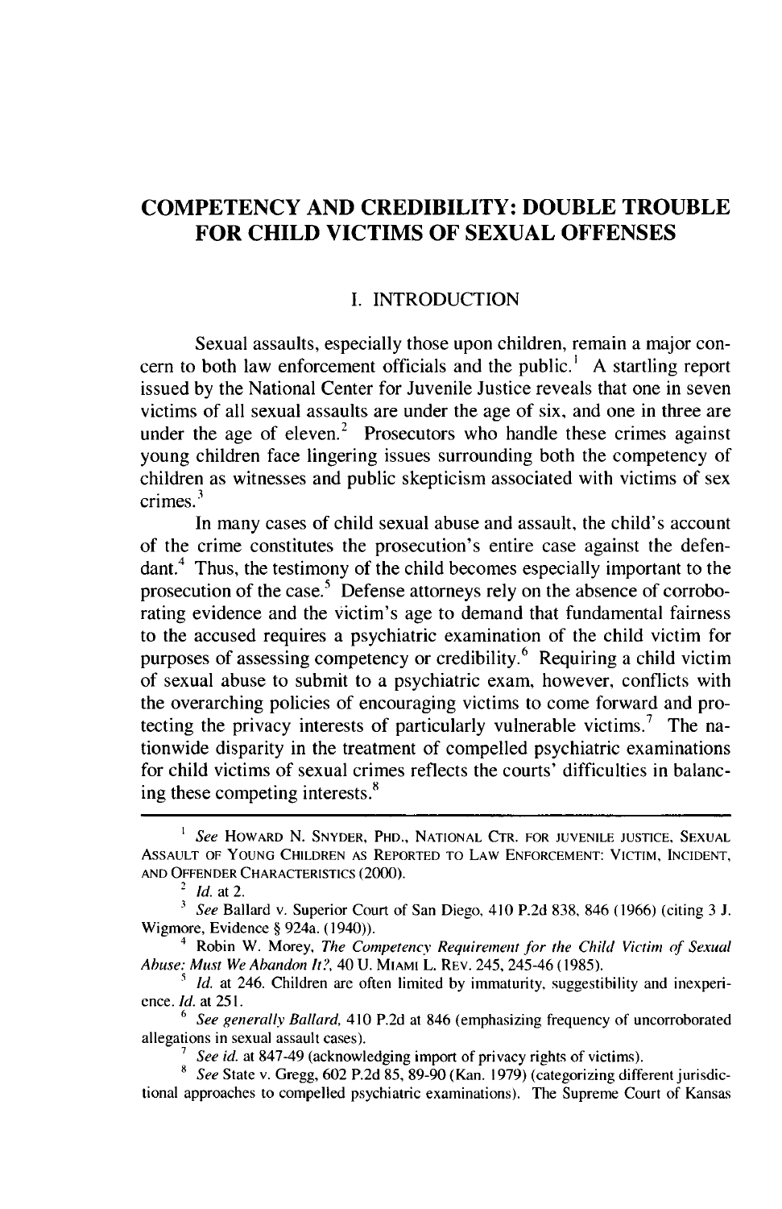# COMPETENCY AND CREDIBILITY: DOUBLE TROUBLE FOR CHILD VICTIMS OF SEXUAL OFFENSES

## I. INTRODUCTION

Sexual assaults, especially those upon children, remain a major concern to both law enforcement officials and the public.[1] A startling report issued by the National Center for Juvenile Justice reveals that one in seven victims of all sexual assaults are under the age of six, and one in three are under the age of eleven.[2] Prosecutors who handle these crimes against young children face lingering issues surrounding both the competency of children as witnesses and public skepticism associated with victims of sex crimes.[3]

In many cases of child sexual abuse and assault, the child's account of the crime constitutes the prosecution's entire case against the defendant.[4] Thus, the testimony of the child becomes especially important to the prosecution of the case.[5] Defense attorneys rely on the absence of corroborating evidence and the victim's age to demand that fundamental fairness to the accused requires a psychiatric examination of the child victim for purposes of assessing competency or credibility.[6] Requiring a child victim of sexual abuse to submit to a psychiatric exam, however, conflicts with the overarching policies of encouraging victims to come forward and protecting the privacy interests of particularly vulnerable victims.[7] The nationwide disparity in the treatment of compelled psychiatric examinations for child victims of sexual crimes reflects the courts' difficulties in balancing these competing interests.[8]

---

[1] *See* HOWARD N. SNYDER, PHD., NATIONAL CTR. FOR JUVENILE JUSTICE, SEXUAL ASSAULT OF YOUNG CHILDREN AS REPORTED TO LAW ENFORCEMENT: VICTIM, INCIDENT, AND OFFENDER CHARACTERISTICS (2000).

[2] *Id.* at 2.

[3] *See* Ballard v. Superior Court of San Diego, 410 P.2d 838, 846 (1966) (citing 3 J. Wigmore, Evidence § 924a. (1940)).

[4] Robin W. Morey, *The Competency Requirement for the Child Victim of Sexual Abuse: Must We Abandon It?*, 40 U. MIAMI L. REV. 245, 245-46 (1985).

[5] *Id.* at 246. Children are often limited by immaturity, suggestibility and inexperience. *Id.* at 251.

[6] *See generally Ballard*, 410 P.2d at 846 (emphasizing frequency of uncorroborated allegations in sexual assault cases).

[7] *See id.* at 847-49 (acknowledging import of privacy rights of victims).

[8] *See* State v. Gregg, 602 P.2d 85, 89-90 (Kan. 1979) (categorizing different jurisdictional approaches to compelled psychiatric examinations). The Supreme Court of Kansas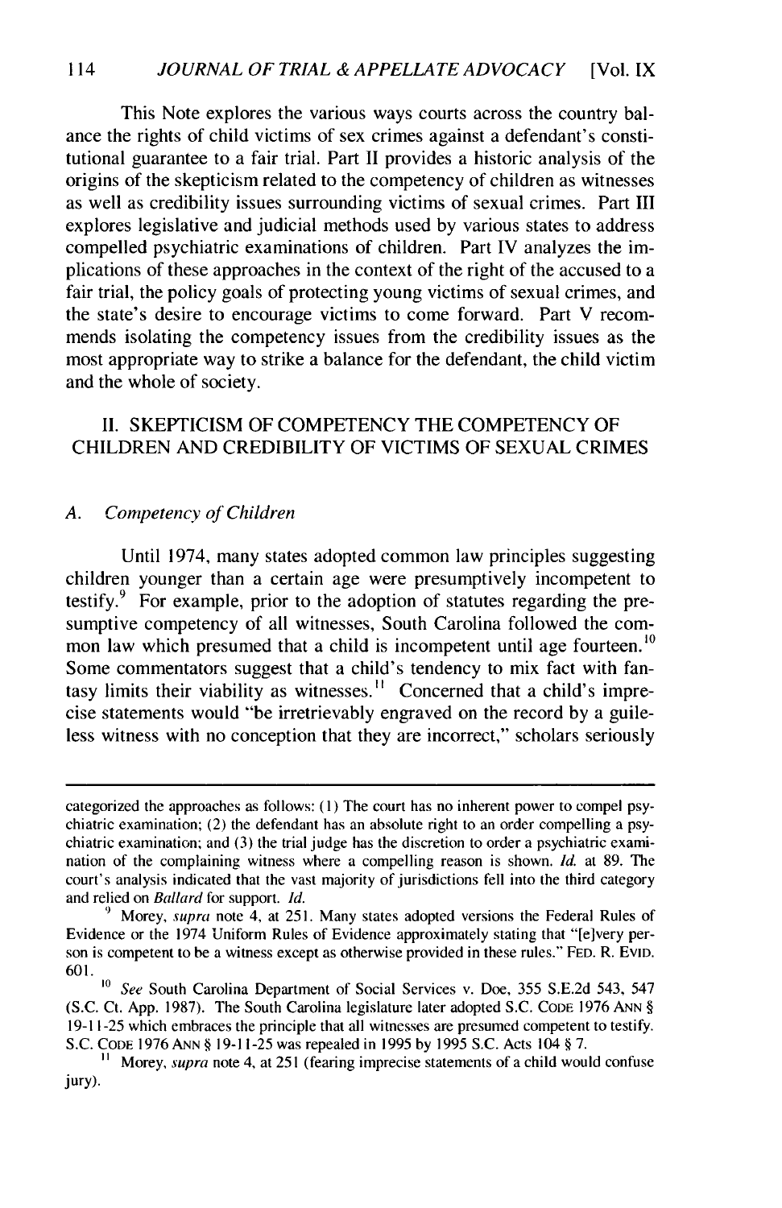This Note explores the various ways courts across the country balance the rights of child victims of sex crimes against a defendant's constitutional guarantee to a fair trial. Part II provides a historic analysis of the origins of the skepticism related to the competency of children as witnesses as well as credibility issues surrounding victims of sexual crimes. Part III explores legislative and judicial methods used by various states to address compelled psychiatric examinations of children. Part IV analyzes the implications of these approaches in the context of the right of the accused to a fair trial, the policy goals of protecting young victims of sexual crimes, and the state's desire to encourage victims to come forward. Part V recommends isolating the competency issues from the credibility issues as the most appropriate way to strike a balance for the defendant, the child victim and the whole of society.

## II. SKEPTICISM OF COMPETENCY THE COMPETENCY OF CHILDREN AND CREDIBILITY OF VICTIMS OF SEXUAL CRIMES

### A. *Competency of Children*

Until 1974, many states adopted common law principles suggesting children younger than a certain age were presumptively incompetent to testify.[9] For example, prior to the adoption of statutes regarding the presumptive competency of all witnesses, South Carolina followed the common law which presumed that a child is incompetent until age fourteen.[10] Some commentators suggest that a child's tendency to mix fact with fantasy limits their viability as witnesses.[11] Concerned that a child's imprecise statements would "be irretrievably engraved on the record by a guileless witness with no conception that they are incorrect," scholars seriously

---

categorized the approaches as follows: (1) The court has no inherent power to compel psychiatric examination; (2) the defendant has an absolute right to an order compelling a psychiatric examination; and (3) the trial judge has the discretion to order a psychiatric examination of the complaining witness where a compelling reason is shown. *Id.* at 89. The court's analysis indicated that the vast majority of jurisdictions fell into the third category and relied on *Ballard* for support. *Id.*

[9] Morey, *supra* note 4, at 251. Many states adopted versions the Federal Rules of Evidence or the 1974 Uniform Rules of Evidence approximately stating that "[e]very person is competent to be a witness except as otherwise provided in these rules." FED. R. EVID. 601.

[10] *See* South Carolina Department of Social Services v. Doe, 355 S.E.2d 543, 547 (S.C. Ct. App. 1987). The South Carolina legislature later adopted S.C. CODE 1976 ANN § 19-11-25 which embraces the principle that all witnesses are presumed competent to testify. S.C. CODE 1976 ANN § 19-11-25 was repealed in 1995 by 1995 S.C. Acts 104 § 7.

[11] Morey, *supra* note 4, at 251 (fearing imprecise statements of a child would confuse jury).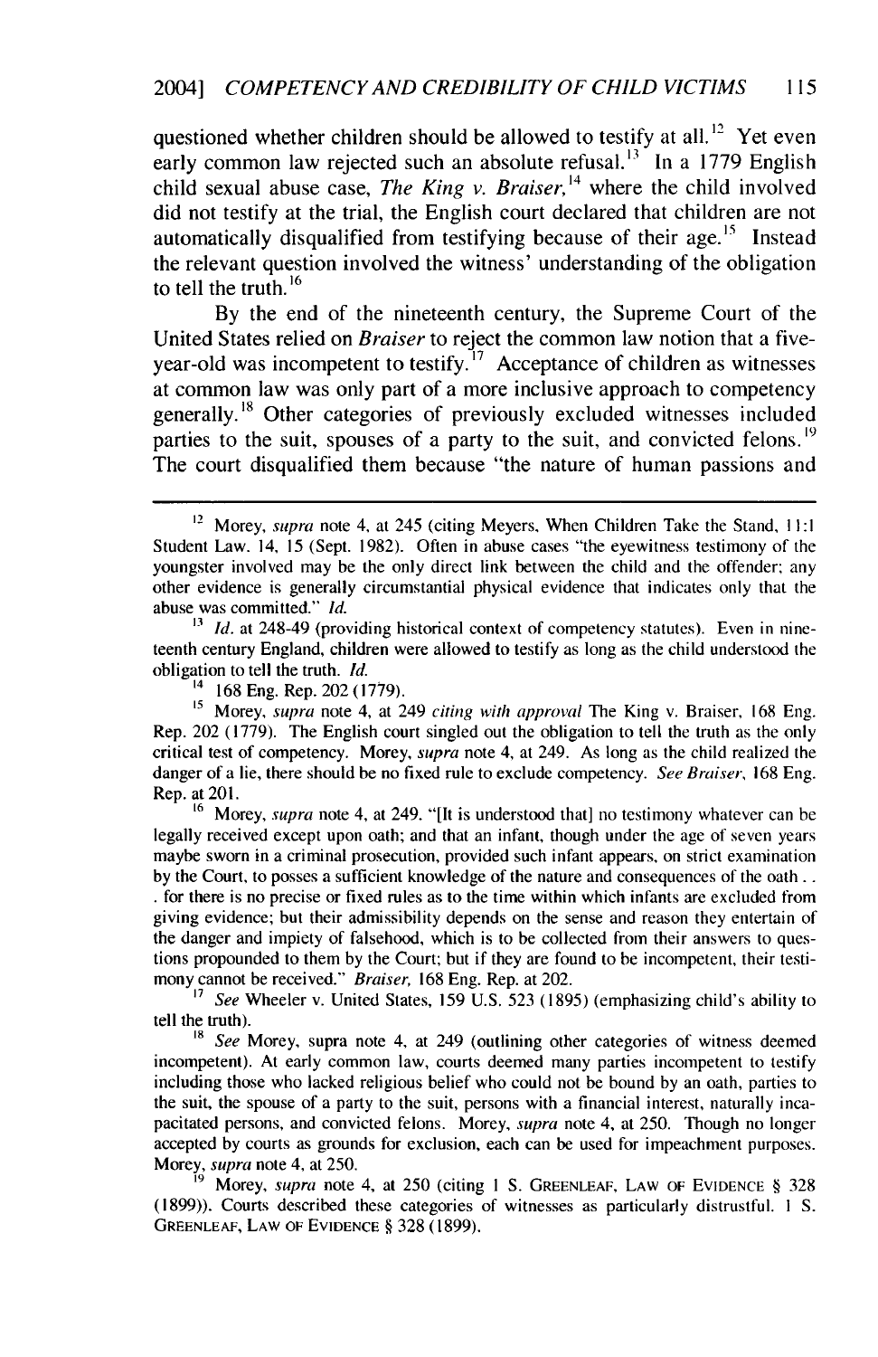questioned whether children should be allowed to testify at all.[12] Yet even early common law rejected such an absolute refusal.[13] In a 1779 English child sexual abuse case, *The King v. Braiser*,[14] where the child involved did not testify at the trial, the English court declared that children are not automatically disqualified from testifying because of their age.[15] Instead the relevant question involved the witness' understanding of the obligation to tell the truth.[16]

By the end of the nineteenth century, the Supreme Court of the United States relied on *Braiser* to reject the common law notion that a five-year-old was incompetent to testify.[17] Acceptance of children as witnesses at common law was only part of a more inclusive approach to competency generally.[18] Other categories of previously excluded witnesses included parties to the suit, spouses of a party to the suit, and convicted felons.[19] The court disqualified them because "the nature of human passions and

---

[12] Morey, *supra* note 4, at 245 (citing Meyers, When Children Take the Stand, 11:1 Student Law. 14, 15 (Sept. 1982). Often in abuse cases "the eyewitness testimony of the youngster involved may be the only direct link between the child and the offender; any other evidence is generally circumstantial physical evidence that indicates only that the abuse was committed." *Id.*

[13] *Id.* at 248-49 (providing historical context of competency statutes). Even in nineteenth century England, children were allowed to testify as long as the child understood the obligation to tell the truth. *Id.*

[14] 168 Eng. Rep. 202 (1779).

[15] Morey, *supra* note 4, at 249 *citing with approval* The King v. Braiser, 168 Eng. Rep. 202 (1779). The English court singled out the obligation to tell the truth as the only critical test of competency. Morey, *supra* note 4, at 249. As long as the child realized the danger of a lie, there should be no fixed rule to exclude competency. *See Braiser*, 168 Eng. Rep. at 201.

[16] Morey, *supra* note 4, at 249. "[It is understood that] no testimony whatever can be legally received except upon oath; and that an infant, though under the age of seven years maybe sworn in a criminal prosecution, provided such infant appears, on strict examination by the Court, to posses a sufficient knowledge of the nature and consequences of the oath . . . for there is no precise or fixed rules as to the time within which infants are excluded from giving evidence; but their admissibility depends on the sense and reason they entertain of the danger and impiety of falsehood, which is to be collected from their answers to questions propounded to them by the Court; but if they are found to be incompetent, their testimony cannot be received." *Braiser*, 168 Eng. Rep. at 202.

[17] *See* Wheeler v. United States, 159 U.S. 523 (1895) (emphasizing child's ability to tell the truth).

[18] *See* Morey, supra note 4, at 249 (outlining other categories of witness deemed incompetent). At early common law, courts deemed many parties incompetent to testify including those who lacked religious belief who could not be bound by an oath, parties to the suit, the spouse of a party to the suit, persons with a financial interest, naturally incapacitated persons, and convicted felons. Morey, *supra* note 4, at 250. Though no longer accepted by courts as grounds for exclusion, each can be used for impeachment purposes. Morey, *supra* note 4, at 250.

[19] Morey, *supra* note 4, at 250 (citing 1 S. GREENLEAF, LAW OF EVIDENCE § 328 (1899)). Courts described these categories of witnesses as particularly distrustful. 1 S. GREENLEAF, LAW OF EVIDENCE § 328 (1899).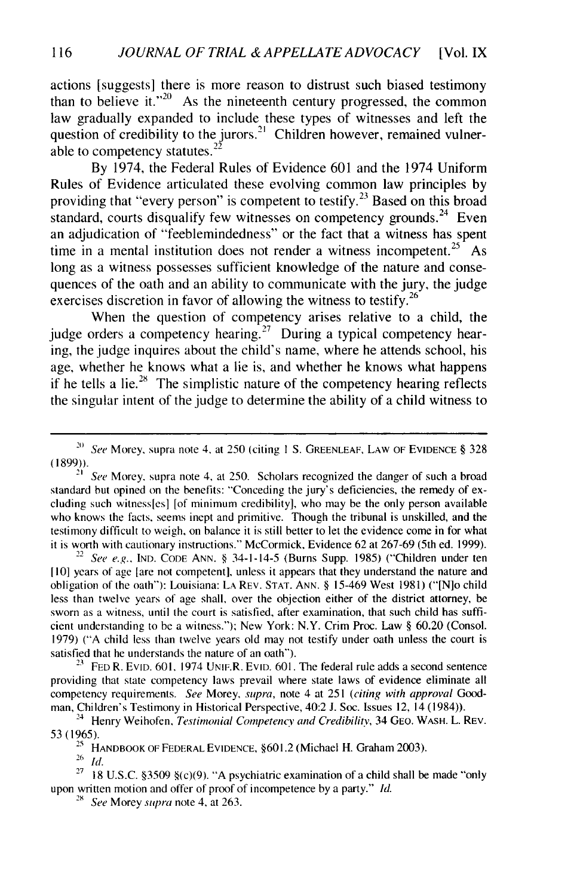actions [suggests] there is more reason to distrust such biased testimony than to believe it."[20] As the nineteenth century progressed, the common law gradually expanded to include these types of witnesses and left the question of credibility to the jurors.[21] Children however, remained vulnerable to competency statutes.[22]

By 1974, the Federal Rules of Evidence 601 and the 1974 Uniform Rules of Evidence articulated these evolving common law principles by providing that "every person" is competent to testify.[23] Based on this broad standard, courts disqualify few witnesses on competency grounds.[24] Even an adjudication of "feeblemindedness" or the fact that a witness has spent time in a mental institution does not render a witness incompetent.[25] As long as a witness possesses sufficient knowledge of the nature and consequences of the oath and an ability to communicate with the jury, the judge exercises discretion in favor of allowing the witness to testify.[26]

When the question of competency arises relative to a child, the judge orders a competency hearing.[27] During a typical competency hearing, the judge inquires about the child's name, where he attends school, his age, whether he knows what a lie is, and whether he knows what happens if he tells a lie.[28] The simplistic nature of the competency hearing reflects the singular intent of the judge to determine the ability of a child witness to

---

[20] *See* Morey, supra note 4, at 250 (citing 1 S. GREENLEAF, LAW OF EVIDENCE § 328 (1899)).

[21] *See* Morey, supra note 4, at 250. Scholars recognized the danger of such a broad standard but opined on the benefits: "Conceding the jury's deficiencies, the remedy of excluding such witness[es] [of minimum credibility], who may be the only person available who knows the facts, seems inept and primitive. Though the tribunal is unskilled, and the testimony difficult to weigh, on balance it is still better to let the evidence come in for what it is worth with cautionary instructions." McCormick, Evidence 62 at 267-69 (5th ed. 1999).

[22] *See e.g.*, IND. CODE ANN. § 34-1-14-5 (Burns Supp. 1985) ("Children under ten [10] years of age [are not competent], unless it appears that they understand the nature and obligation of the oath"): Louisiana: LA REV. STAT. ANN. § 15-469 West 1981) ("[N]o child less than twelve years of age shall, over the objection either of the district attorney, be sworn as a witness, until the court is satisfied, after examination, that such child has sufficient understanding to be a witness."); New York: N.Y. Crim Proc. Law § 60.20 (Consol. 1979) ("A child less than twelve years old may not testify under oath unless the court is satisfied that he understands the nature of an oath").

[23] FED R. EVID. 601, 1974 UNIF.R. EVID. 601. The federal rule adds a second sentence providing that state competency laws prevail where state laws of evidence eliminate all competency requirements. *See* Morey, *supra*, note 4 at 251 (*citing with approval* Goodman, Children's Testimony in Historical Perspective, 40:2 J. Soc. Issues 12, 14 (1984)).

[24] Henry Weihofen, *Testimonial Competency and Credibility*, 34 GEO. WASH. L. REV. 53 (1965).

[25] HANDBOOK OF FEDERAL EVIDENCE, §601.2 (Michael H. Graham 2003).

[26] *Id.*

[27] 18 U.S.C. §3509 §(c)(9). "A psychiatric examination of a child shall be made "only upon written motion and offer of proof of incompetence by a party." *Id.*

[28] *See* Morey *supra* note 4, at 263.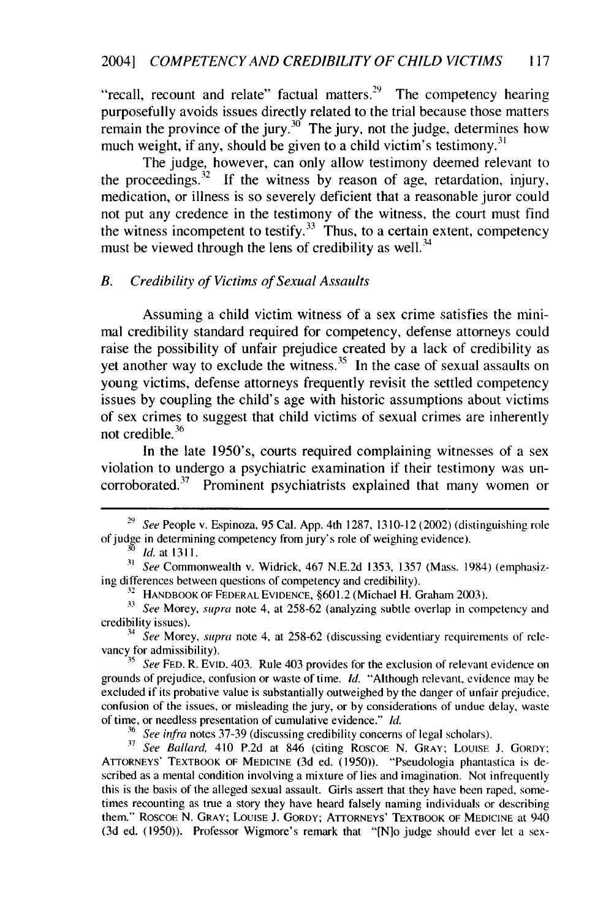"recall, recount and relate" factual matters.[29] The competency hearing purposefully avoids issues directly related to the trial because those matters remain the province of the jury.[30] The jury, not the judge, determines how much weight, if any, should be given to a child victim's testimony.[31]

The judge, however, can only allow testimony deemed relevant to the proceedings.[32] If the witness by reason of age, retardation, injury, medication, or illness is so severely deficient that a reasonable juror could not put any credence in the testimony of the witness, the court must find the witness incompetent to testify.[33] Thus, to a certain extent, competency must be viewed through the lens of credibility as well.[34]

### *B. Credibility of Victims of Sexual Assaults*

Assuming a child victim witness of a sex crime satisfies the minimal credibility standard required for competency, defense attorneys could raise the possibility of unfair prejudice created by a lack of credibility as yet another way to exclude the witness.[35] In the case of sexual assaults on young victims, defense attorneys frequently revisit the settled competency issues by coupling the child's age with historic assumptions about victims of sex crimes to suggest that child victims of sexual crimes are inherently not credible.[36]

In the late 1950's, courts required complaining witnesses of a sex violation to undergo a psychiatric examination if their testimony was uncorroborated.[37] Prominent psychiatrists explained that many women or

---

[29] *See* People v. Espinoza, 95 Cal. App. 4th 1287, 1310-12 (2002) (distinguishing role of judge in determining competency from jury's role of weighing evidence).

[30] *Id.* at 1311.

[31] *See* Commonwealth v. Widrick, 467 N.E.2d 1353, 1357 (Mass. 1984) (emphasizing differences between questions of competency and credibility).

[32] HANDBOOK OF FEDERAL EVIDENCE, §601.2 (Michael H. Graham 2003).

[33] *See* Morey, *supra* note 4, at 258-62 (analyzing subtle overlap in competency and credibility issues).

[34] *See* Morey, *supra* note 4, at 258-62 (discussing evidentiary requirements of relevancy for admissibility).

[35] *See* FED. R. EVID. 403. Rule 403 provides for the exclusion of relevant evidence on grounds of prejudice, confusion or waste of time. *Id.* "Although relevant, evidence may be excluded if its probative value is substantially outweighed by the danger of unfair prejudice, confusion of the issues, or misleading the jury, or by considerations of undue delay, waste of time, or needless presentation of cumulative evidence." *Id.*

[36] *See infra* notes 37-39 (discussing credibility concerns of legal scholars).

[37] *See Ballard*, 410 P.2d at 846 (citing ROSCOE N. GRAY; LOUISE J. GORDY; ATTORNEYS' TEXTBOOK OF MEDICINE (3d ed. (1950)). "Pseudologia phantastica is described as a mental condition involving a mixture of lies and imagination. Not infrequently this is the basis of the alleged sexual assault. Girls assert that they have been raped, sometimes recounting as true a story they have heard falsely naming individuals or describing them." ROSCOE N. GRAY; LOUISE J. GORDY; ATTORNEYS' TEXTBOOK OF MEDICINE at 940 (3d ed. (1950)). Professor Wigmore's remark that "[N]o judge should ever let a sex-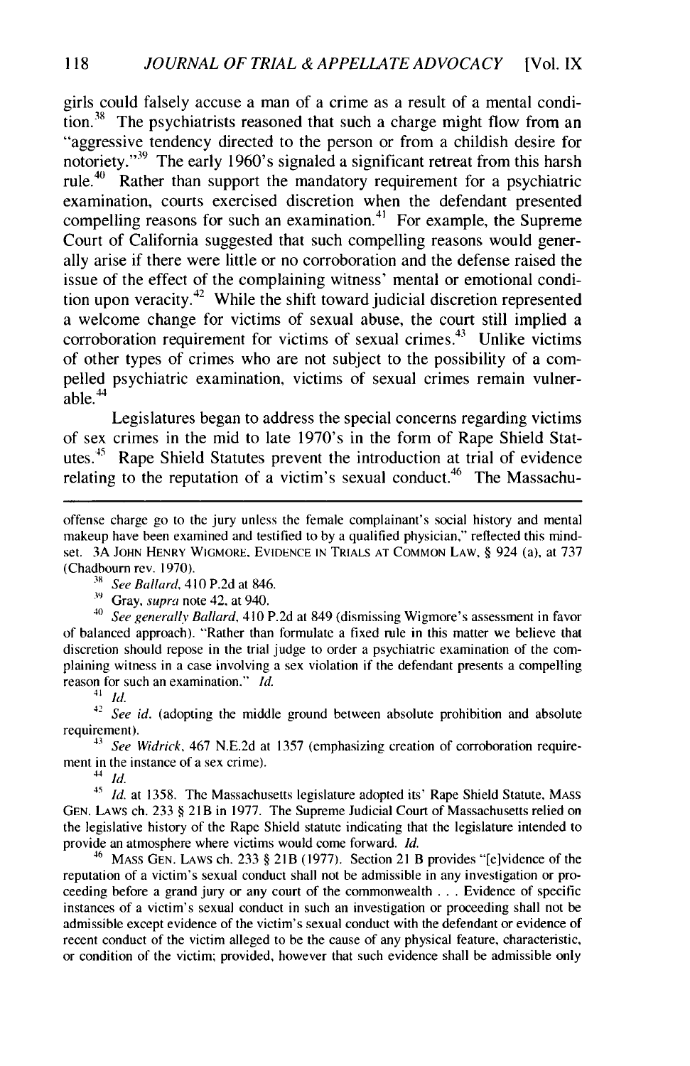girls could falsely accuse a man of a crime as a result of a mental condition.[38] The psychiatrists reasoned that such a charge might flow from an "aggressive tendency directed to the person or from a childish desire for notoriety."[39] The early 1960's signaled a significant retreat from this harsh rule.[40] Rather than support the mandatory requirement for a psychiatric examination, courts exercised discretion when the defendant presented compelling reasons for such an examination.[41] For example, the Supreme Court of California suggested that such compelling reasons would generally arise if there were little or no corroboration and the defense raised the issue of the effect of the complaining witness' mental or emotional condition upon veracity.[42] While the shift toward judicial discretion represented a welcome change for victims of sexual abuse, the court still implied a corroboration requirement for victims of sexual crimes.[43] Unlike victims of other types of crimes who are not subject to the possibility of a compelled psychiatric examination, victims of sexual crimes remain vulnerable.[44]

Legislatures began to address the special concerns regarding victims of sex crimes in the mid to late 1970's in the form of Rape Shield Statutes.[45] Rape Shield Statutes prevent the introduction at trial of evidence relating to the reputation of a victim's sexual conduct.[46] The Massachu-

---

offense charge go to the jury unless the female complainant's social history and mental makeup have been examined and testified to by a qualified physician," reflected this mindset. 3A JOHN HENRY WIGMORE, EVIDENCE IN TRIALS AT COMMON LAW, § 924 (a), at 737 (Chadbourn rev. 1970).

[38] *See Ballard*, 410 P.2d at 846.

[39] Gray, *supra* note 42, at 940.

[40] *See generally Ballard*, 410 P.2d at 849 (dismissing Wigmore's assessment in favor of balanced approach). "Rather than formulate a fixed rule in this matter we believe that discretion should repose in the trial judge to order a psychiatric examination of the complaining witness in a case involving a sex violation if the defendant presents a compelling reason for such an examination." *Id.*

[41] *Id.*

[42] *See id.* (adopting the middle ground between absolute prohibition and absolute requirement).

[43] *See Widrick*, 467 N.E.2d at 1357 (emphasizing creation of corroboration requirement in the instance of a sex crime).

[44] *Id.*

[45] *Id.* at 1358. The Massachusetts legislature adopted its' Rape Shield Statute, MASS GEN. LAWS ch. 233 § 21B in 1977. The Supreme Judicial Court of Massachusetts relied on the legislative history of the Rape Shield statute indicating that the legislature intended to provide an atmosphere where victims would come forward. *Id.*

[46] MASS GEN. LAWS ch. 233 § 21B (1977). Section 21 B provides "[e]vidence of the reputation of a victim's sexual conduct shall not be admissible in any investigation or proceeding before a grand jury or any court of the commonwealth . . . Evidence of specific instances of a victim's sexual conduct in such an investigation or proceeding shall not be admissible except evidence of the victim's sexual conduct with the defendant or evidence of recent conduct of the victim alleged to be the cause of any physical feature, characteristic, or condition of the victim; provided, however that such evidence shall be admissible only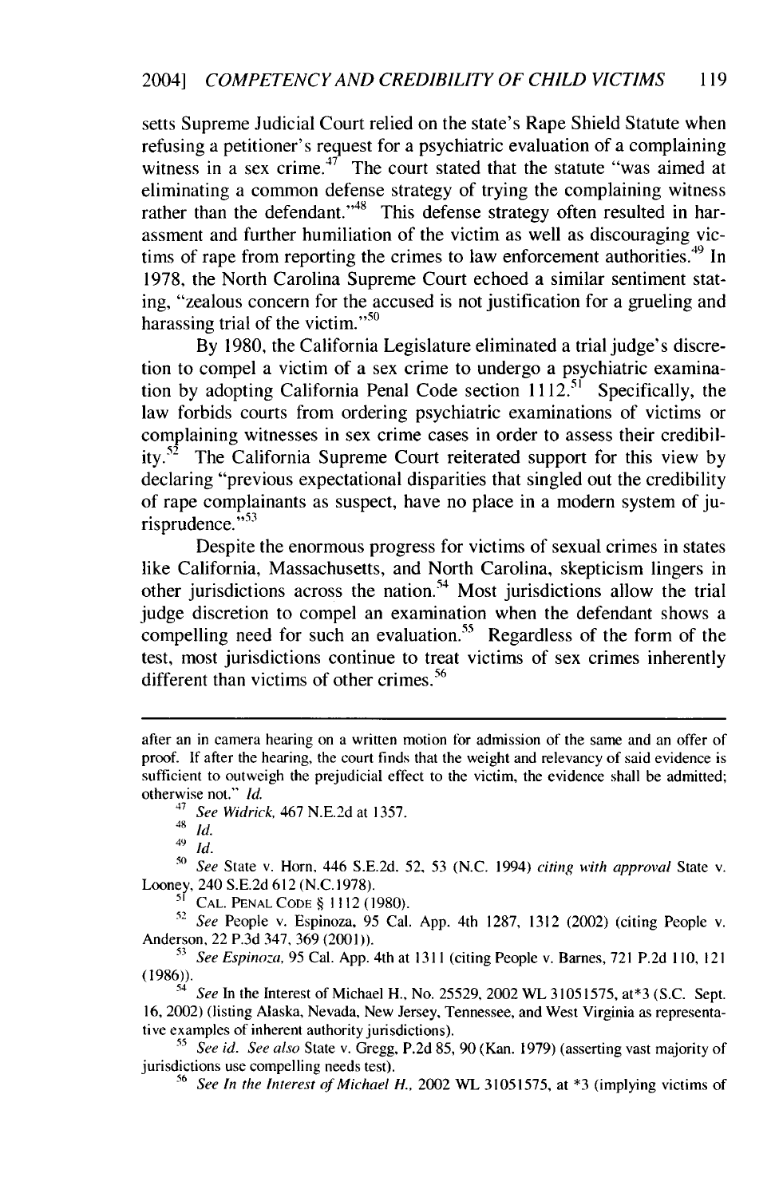setts Supreme Judicial Court relied on the state's Rape Shield Statute when refusing a petitioner's request for a psychiatric evaluation of a complaining witness in a sex crime.[47] The court stated that the statute "was aimed at eliminating a common defense strategy of trying the complaining witness rather than the defendant."[48] This defense strategy often resulted in harassment and further humiliation of the victim as well as discouraging victims of rape from reporting the crimes to law enforcement authorities.[49] In 1978, the North Carolina Supreme Court echoed a similar sentiment stating, "zealous concern for the accused is not justification for a grueling and harassing trial of the victim."[50]

By 1980, the California Legislature eliminated a trial judge's discretion to compel a victim of a sex crime to undergo a psychiatric examination by adopting California Penal Code section 1112.[51] Specifically, the law forbids courts from ordering psychiatric examinations of victims or complaining witnesses in sex crime cases in order to assess their credibility.[52] The California Supreme Court reiterated support for this view by declaring "previous expectational disparities that singled out the credibility of rape complainants as suspect, have no place in a modern system of jurisprudence."[53]

Despite the enormous progress for victims of sexual crimes in states like California, Massachusetts, and North Carolina, skepticism lingers in other jurisdictions across the nation.[54] Most jurisdictions allow the trial judge discretion to compel an examination when the defendant shows a compelling need for such an evaluation.[55] Regardless of the form of the test, most jurisdictions continue to treat victims of sex crimes inherently different than victims of other crimes.[56]

---

after an in camera hearing on a written motion for admission of the same and an offer of proof. If after the hearing, the court finds that the weight and relevancy of said evidence is sufficient to outweigh the prejudicial effect to the victim, the evidence shall be admitted; otherwise not." *Id.*

[47] *See Widrick*, 467 N.E.2d at 1357.

[48] *Id.*

[49] *Id.*

[50] *See* State v. Horn, 446 S.E.2d. 52, 53 (N.C. 1994) *citing with approval* State v. Looney, 240 S.E.2d 612 (N.C.1978).

[51] CAL. PENAL CODE § 1112 (1980).

[52] *See* People v. Espinoza, 95 Cal. App. 4th 1287, 1312 (2002) (citing People v. Anderson, 22 P.3d 347, 369 (2001)).

[53] *See Espinoza*, 95 Cal. App. 4th at 1311 (citing People v. Barnes, 721 P.2d 110, 121 (1986)).

[54] *See* In the Interest of Michael H., No. 25529, 2002 WL 31051575, at*3 (S.C. Sept. 16, 2002) (listing Alaska, Nevada, New Jersey, Tennessee, and West Virginia as representative examples of inherent authority jurisdictions).

[55] *See id. See also* State v. Gregg, P.2d 85, 90 (Kan. 1979) (asserting vast majority of jurisdictions use compelling needs test).

[56] *See In the Interest of Michael H.*, 2002 WL 31051575, at *3 (implying victims of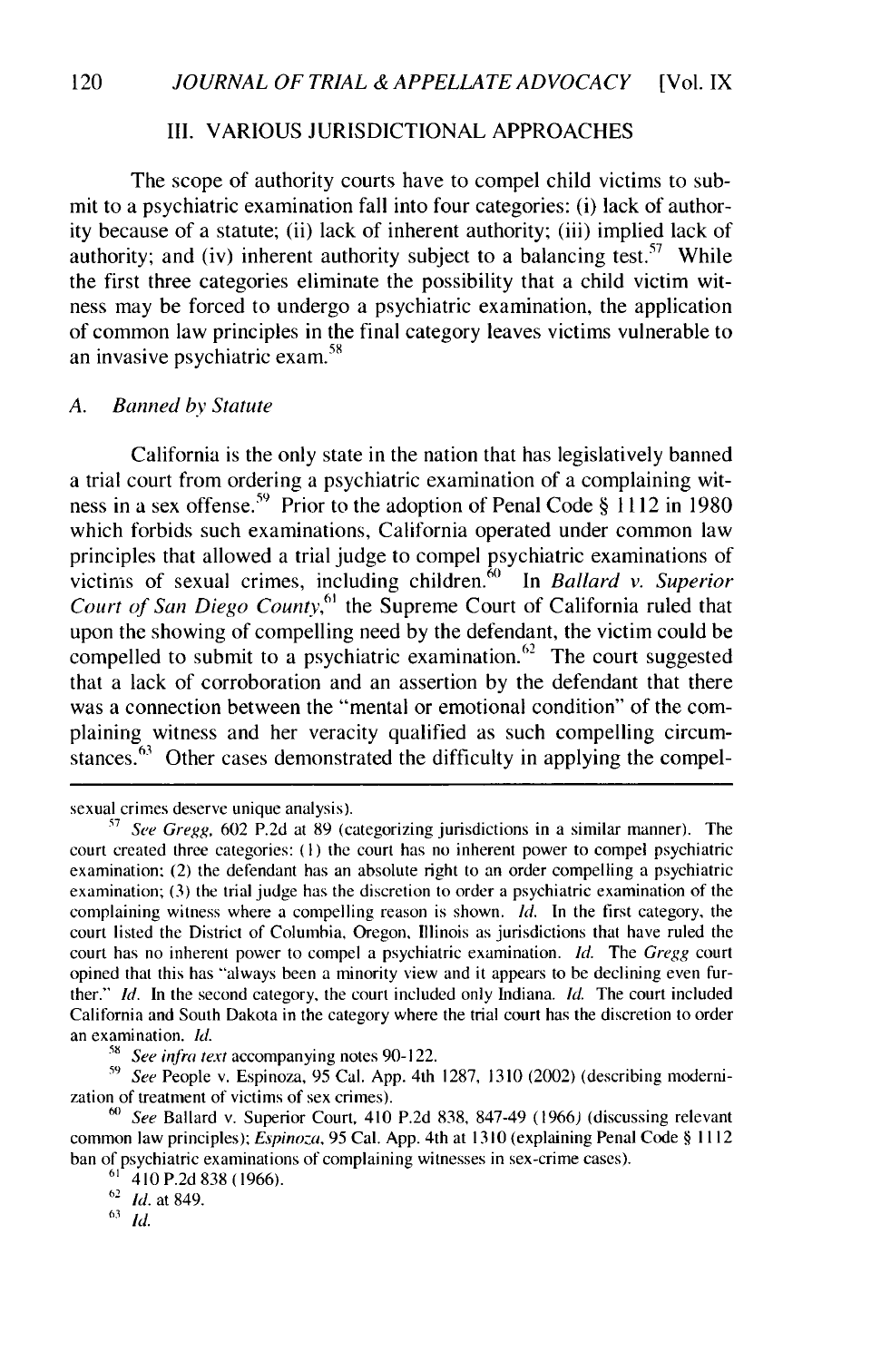## III. VARIOUS JURISDICTIONAL APPROACHES

The scope of authority courts have to compel child victims to submit to a psychiatric examination fall into four categories: (i) lack of authority because of a statute; (ii) lack of inherent authority; (iii) implied lack of authority; and (iv) inherent authority subject to a balancing test.[57] While the first three categories eliminate the possibility that a child victim witness may be forced to undergo a psychiatric examination, the application of common law principles in the final category leaves victims vulnerable to an invasive psychiatric exam.[58]

### A. *Banned by Statute*

California is the only state in the nation that has legislatively banned a trial court from ordering a psychiatric examination of a complaining witness in a sex offense.[59] Prior to the adoption of Penal Code § 1112 in 1980 which forbids such examinations, California operated under common law principles that allowed a trial judge to compel psychiatric examinations of victims of sexual crimes, including children.[60] In *Ballard v. Superior Court of San Diego County*,[61] the Supreme Court of California ruled that upon the showing of compelling need by the defendant, the victim could be compelled to submit to a psychiatric examination.[62] The court suggested that a lack of corroboration and an assertion by the defendant that there was a connection between the "mental or emotional condition" of the complaining witness and her veracity qualified as such compelling circumstances.[63] Other cases demonstrated the difficulty in applying the compel-

---

sexual crimes deserve unique analysis).

[57] *See Gregg*, 602 P.2d at 89 (categorizing jurisdictions in a similar manner). The court created three categories: (1) the court has no inherent power to compel psychiatric examination; (2) the defendant has an absolute right to an order compelling a psychiatric examination; (3) the trial judge has the discretion to order a psychiatric examination of the complaining witness where a compelling reason is shown. *Id.* In the first category, the court listed the District of Columbia, Oregon, Illinois as jurisdictions that have ruled the court has no inherent power to compel a psychiatric examination. *Id.* The *Gregg* court opined that this has "always been a minority view and it appears to be declining even further." *Id.* In the second category, the court included only Indiana. *Id.* The court included California and South Dakota in the category where the trial court has the discretion to order an examination. *Id.*

[58] *See infra text* accompanying notes 90-122.

[59] *See* People v. Espinoza, 95 Cal. App. 4th 1287, 1310 (2002) (describing modernization of treatment of victims of sex crimes).

[60] *See* Ballard v. Superior Court, 410 P.2d 838, 847-49 (1966) (discussing relevant common law principles); *Espinoza*, 95 Cal. App. 4th at 1310 (explaining Penal Code § 1112 ban of psychiatric examinations of complaining witnesses in sex-crime cases).

[61] 410 P.2d 838 (1966).

[62] *Id.* at 849.

[63] *Id.*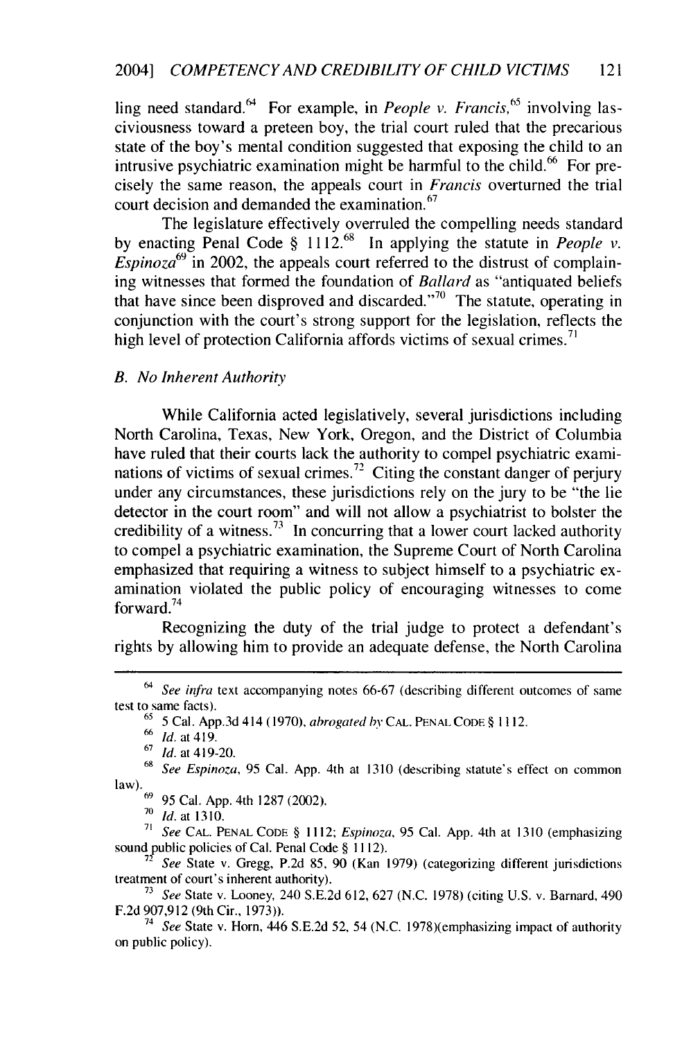ling need standard.[64] For example, in *People v. Francis*,[65] involving lasciviousness toward a preteen boy, the trial court ruled that the precarious state of the boy's mental condition suggested that exposing the child to an intrusive psychiatric examination might be harmful to the child.[66] For precisely the same reason, the appeals court in *Francis* overturned the trial court decision and demanded the examination.[67]

The legislature effectively overruled the compelling needs standard by enacting Penal Code § 1112.[68] In applying the statute in *People v. Espinoza*[69] in 2002, the appeals court referred to the distrust of complaining witnesses that formed the foundation of *Ballard* as "antiquated beliefs that have since been disproved and discarded."[70] The statute, operating in conjunction with the court's strong support for the legislation, reflects the high level of protection California affords victims of sexual crimes.[71]

### *B. No Inherent Authority*

While California acted legislatively, several jurisdictions including North Carolina, Texas, New York, Oregon, and the District of Columbia have ruled that their courts lack the authority to compel psychiatric examinations of victims of sexual crimes.[72] Citing the constant danger of perjury under any circumstances, these jurisdictions rely on the jury to be "the lie detector in the court room" and will not allow a psychiatrist to bolster the credibility of a witness.[73] In concurring that a lower court lacked authority to compel a psychiatric examination, the Supreme Court of North Carolina emphasized that requiring a witness to subject himself to a psychiatric examination violated the public policy of encouraging witnesses to come forward.[74]

Recognizing the duty of the trial judge to protect a defendant's rights by allowing him to provide an adequate defense, the North Carolina

---

[64] *See infra* text accompanying notes 66-67 (describing different outcomes of same test to same facts).

[65] 5 Cal. App.3d 414 (1970), *abrogated by* CAL. PENAL CODE § 1112.

[66] *Id.* at 419.

[67] *Id.* at 419-20.

[68] *See Espinoza*, 95 Cal. App. 4th at 1310 (describing statute's effect on common law).

[69] 95 Cal. App. 4th 1287 (2002).

[70] *Id.* at 1310.

[71] *See* CAL. PENAL CODE § 1112; *Espinoza*, 95 Cal. App. 4th at 1310 (emphasizing sound public policies of Cal. Penal Code § 1112).

[72] *See* State v. Gregg, P.2d 85, 90 (Kan 1979) (categorizing different jurisdictions treatment of court's inherent authority).

[73] *See* State v. Looney, 240 S.E.2d 612, 627 (N.C. 1978) (citing U.S. v. Barnard, 490 F.2d 907,912 (9th Cir., 1973)).

[74] *See* State v. Horn, 446 S.E.2d 52, 54 (N.C. 1978)(emphasizing impact of authority on public policy).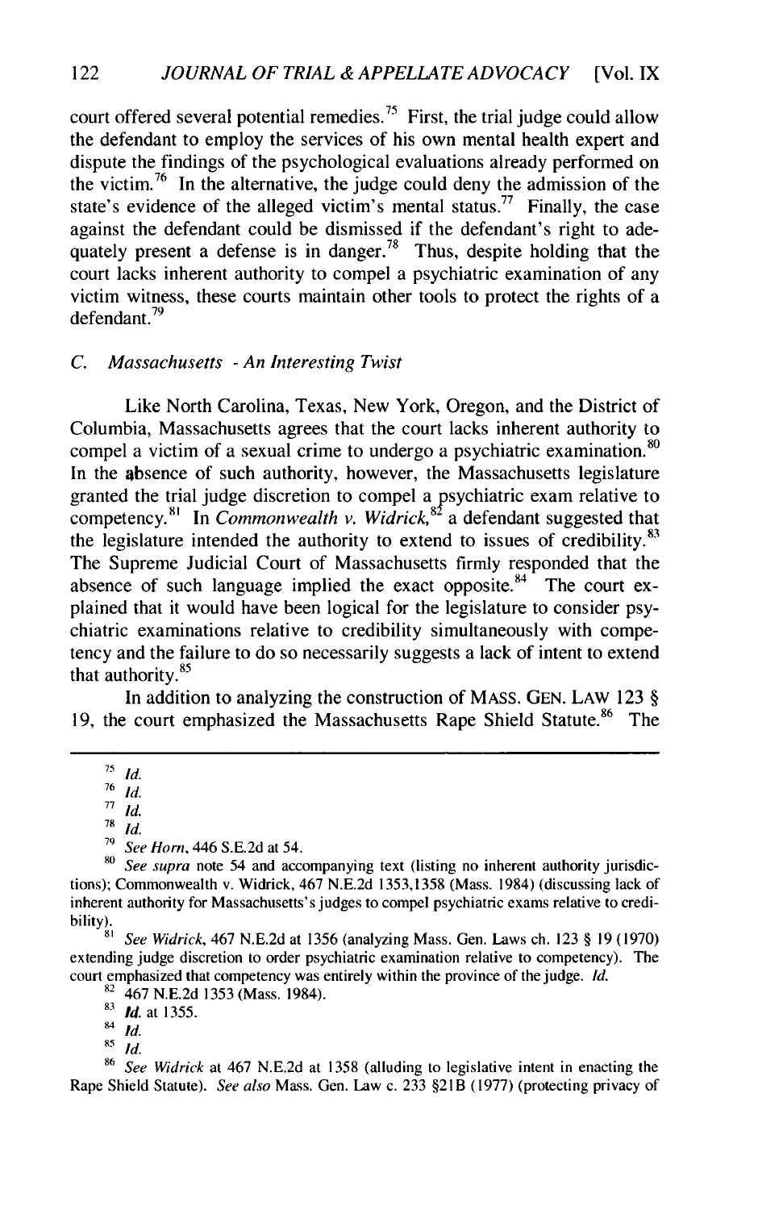court offered several potential remedies.[75] First, the trial judge could allow the defendant to employ the services of his own mental health expert and dispute the findings of the psychological evaluations already performed on the victim.[76] In the alternative, the judge could deny the admission of the state's evidence of the alleged victim's mental status.[77] Finally, the case against the defendant could be dismissed if the defendant's right to adequately present a defense is in danger.[78] Thus, despite holding that the court lacks inherent authority to compel a psychiatric examination of any victim witness, these courts maintain other tools to protect the rights of a defendant.[79]

### *C. Massachusetts - An Interesting Twist*

Like North Carolina, Texas, New York, Oregon, and the District of Columbia, Massachusetts agrees that the court lacks inherent authority to compel a victim of a sexual crime to undergo a psychiatric examination.[80] In the absence of such authority, however, the Massachusetts legislature granted the trial judge discretion to compel a psychiatric exam relative to competency.[81] In *Commonwealth v. Widrick*,[82] a defendant suggested that the legislature intended the authority to extend to issues of credibility.[83] The Supreme Judicial Court of Massachusetts firmly responded that the absence of such language implied the exact opposite.[84] The court explained that it would have been logical for the legislature to consider psychiatric examinations relative to credibility simultaneously with competency and the failure to do so necessarily suggests a lack of intent to extend that authority.[85]

In addition to analyzing the construction of MASS. GEN. LAW 123 § 19, the court emphasized the Massachusetts Rape Shield Statute.[86] The

---

[75] *Id.*

[76] *Id.*

[77] *Id.*

[78] *Id.*

[79] *See Horn*, 446 S.E.2d at 54.

[80] *See supra* note 54 and accompanying text (listing no inherent authority jurisdictions); Commonwealth v. Widrick, 467 N.E.2d 1353,1358 (Mass. 1984) (discussing lack of inherent authority for Massachusetts's judges to compel psychiatric exams relative to credibility).

[81] *See Widrick*, 467 N.E.2d at 1356 (analyzing Mass. Gen. Laws ch. 123 § 19 (1970) extending judge discretion to order psychiatric examination relative to competency). The court emphasized that competency was entirely within the province of the judge. *Id.*

[82] 467 N.E.2d 1353 (Mass. 1984).

[83] *Id.* at 1355.

[84] *Id.*

[85] *Id.*

[86] *See Widrick* at 467 N.E.2d at 1358 (alluding to legislative intent in enacting the Rape Shield Statute). *See also* Mass. Gen. Law c. 233 §21B (1977) (protecting privacy of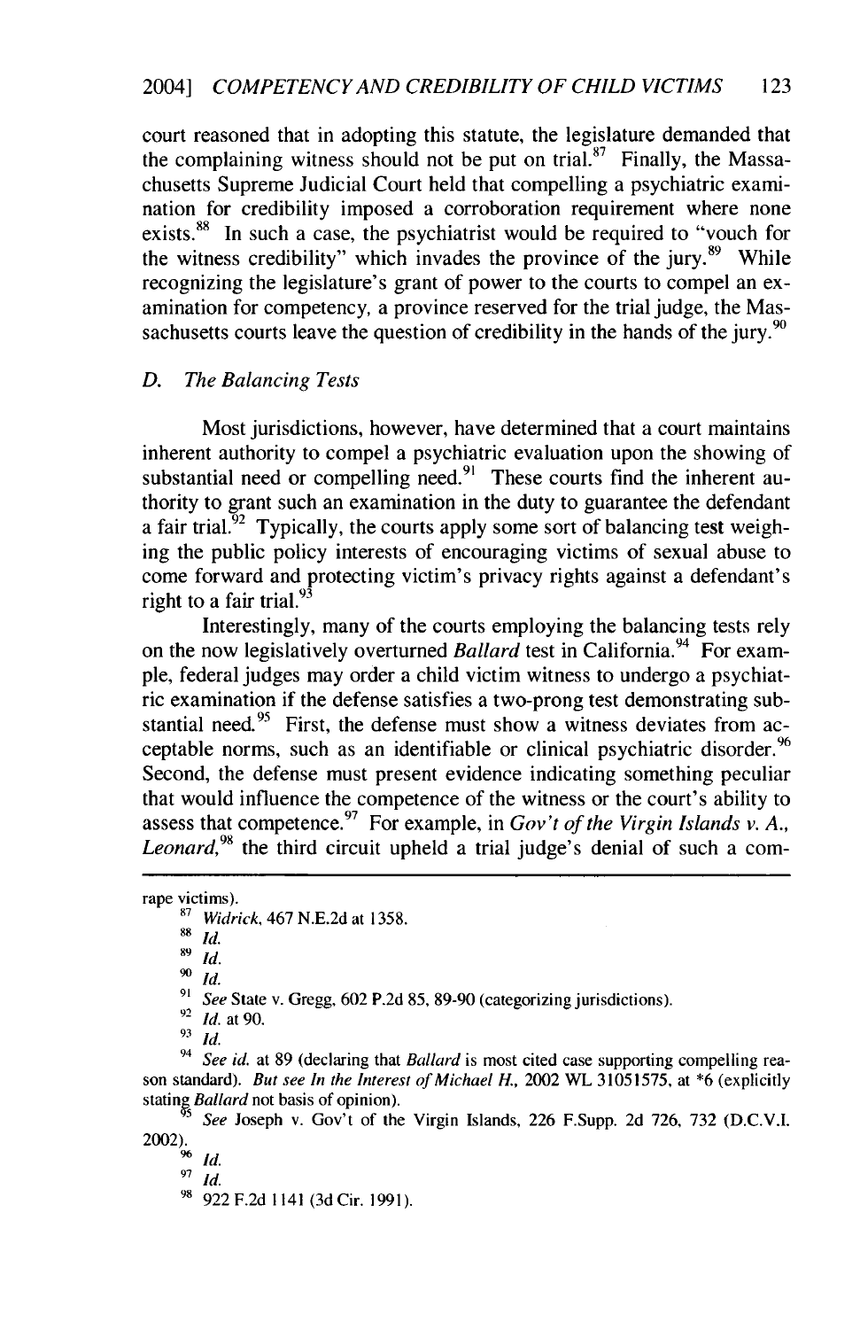court reasoned that in adopting this statute, the legislature demanded that the complaining witness should not be put on trial.[87] Finally, the Massachusetts Supreme Judicial Court held that compelling a psychiatric examination for credibility imposed a corroboration requirement where none exists.[88] In such a case, the psychiatrist would be required to "vouch for the witness credibility" which invades the province of the jury.[89] While recognizing the legislature's grant of power to the courts to compel an examination for competency, a province reserved for the trial judge, the Massachusetts courts leave the question of credibility in the hands of the jury.[90]

### D. *The Balancing Tests*

Most jurisdictions, however, have determined that a court maintains inherent authority to compel a psychiatric evaluation upon the showing of substantial need or compelling need.[91] These courts find the inherent authority to grant such an examination in the duty to guarantee the defendant a fair trial.[92] Typically, the courts apply some sort of balancing test weighing the public policy interests of encouraging victims of sexual abuse to come forward and protecting victim's privacy rights against a defendant's right to a fair trial.[93]

Interestingly, many of the courts employing the balancing tests rely on the now legislatively overturned *Ballard* test in California.[94] For example, federal judges may order a child victim witness to undergo a psychiatric examination if the defense satisfies a two-prong test demonstrating substantial need.[95] First, the defense must show a witness deviates from acceptable norms, such as an identifiable or clinical psychiatric disorder.[96] Second, the defense must present evidence indicating something peculiar that would influence the competence of the witness or the court's ability to assess that competence.[97] For example, in *Gov't of the Virgin Islands v. A., Leonard*,[98] the third circuit upheld a trial judge's denial of such a com-

---

rape victims).

[87] *Widrick*, 467 N.E.2d at 1358.

[88] *Id.*

[89] *Id.*

[90] *Id.*

[91] *See* State v. Gregg, 602 P.2d 85, 89-90 (categorizing jurisdictions).

[92] *Id.* at 90.

[93] *Id.*

[94] *See id.* at 89 (declaring that *Ballard* is most cited case supporting compelling reason standard). *But see In the Interest of Michael H.*, 2002 WL 31051575, at *6 (explicitly stating *Ballard* not basis of opinion).

[95] *See* Joseph v. Gov't of the Virgin Islands, 226 F.Supp. 2d 726, 732 (D.C.V.I. 2002).

[96] *Id.*

[97] *Id.*

[98] 922 F.2d 1141 (3d Cir. 1991).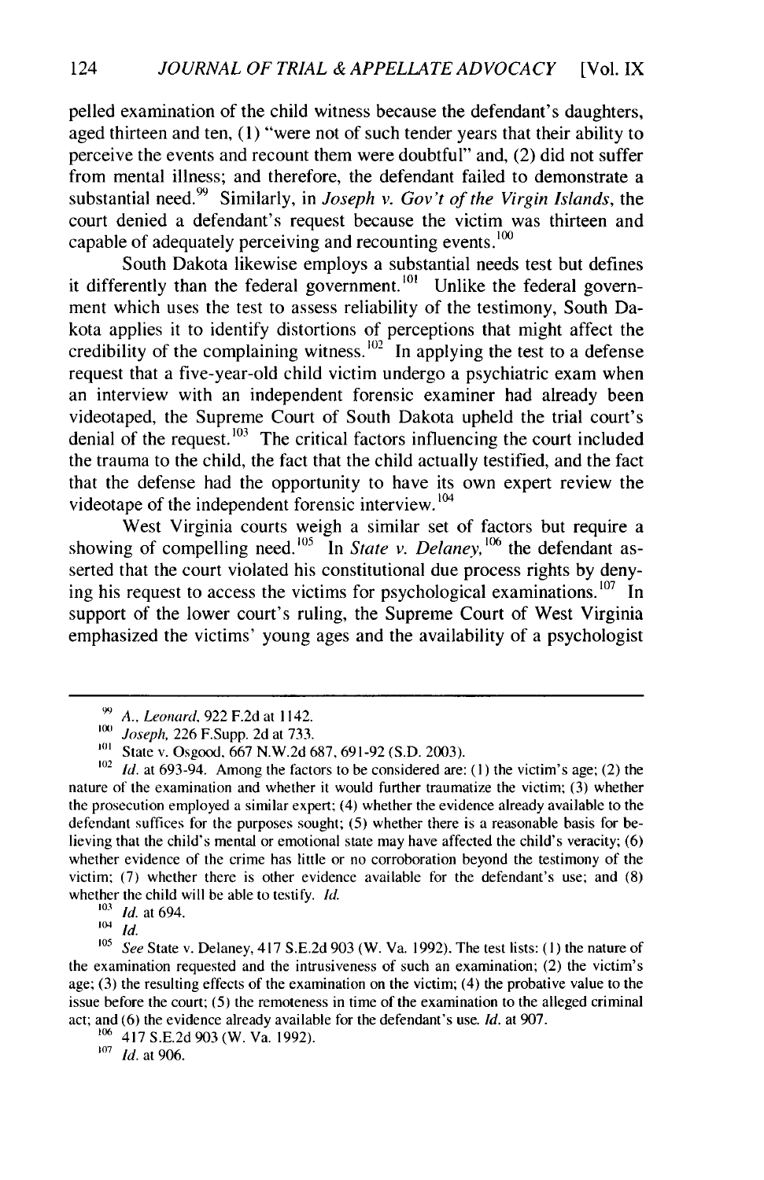pelled examination of the child witness because the defendant's daughters, aged thirteen and ten, (1) "were not of such tender years that their ability to perceive the events and recount them were doubtful" and, (2) did not suffer from mental illness; and therefore, the defendant failed to demonstrate a substantial need.[99] Similarly, in *Joseph v. Gov't of the Virgin Islands*, the court denied a defendant's request because the victim was thirteen and capable of adequately perceiving and recounting events.[100]

South Dakota likewise employs a substantial needs test but defines it differently than the federal government.[101] Unlike the federal government which uses the test to assess reliability of the testimony, South Dakota applies it to identify distortions of perceptions that might affect the credibility of the complaining witness.[102] In applying the test to a defense request that a five-year-old child victim undergo a psychiatric exam when an interview with an independent forensic examiner had already been videotaped, the Supreme Court of South Dakota upheld the trial court's denial of the request.[103] The critical factors influencing the court included the trauma to the child, the fact that the child actually testified, and the fact that the defense had the opportunity to have its own expert review the videotape of the independent forensic interview.[104]

West Virginia courts weigh a similar set of factors but require a showing of compelling need.[105] In *State v. Delaney*,[106] the defendant asserted that the court violated his constitutional due process rights by denying his request to access the victims for psychological examinations.[107] In support of the lower court's ruling, the Supreme Court of West Virginia emphasized the victims' young ages and the availability of a psychologist

---

[99] A., *Leonard*, 922 F.2d at 1142.

[100] *Joseph*, 226 F.Supp. 2d at 733.

[101] State v. Osgood, 667 N.W.2d 687, 691-92 (S.D. 2003).

[102] *Id.* at 693-94. Among the factors to be considered are: (1) the victim's age; (2) the nature of the examination and whether it would further traumatize the victim; (3) whether the prosecution employed a similar expert; (4) whether the evidence already available to the defendant suffices for the purposes sought; (5) whether there is a reasonable basis for believing that the child's mental or emotional state may have affected the child's veracity; (6) whether evidence of the crime has little or no corroboration beyond the testimony of the victim; (7) whether there is other evidence available for the defendant's use; and (8) whether the child will be able to testify. *Id.*

[103] *Id.* at 694.

[104] *Id.*

[105] *See* State v. Delaney, 417 S.E.2d 903 (W. Va. 1992). The test lists: (1) the nature of the examination requested and the intrusiveness of such an examination; (2) the victim's age; (3) the resulting effects of the examination on the victim; (4) the probative value to the issue before the court; (5) the remoteness in time of the examination to the alleged criminal act; and (6) the evidence already available for the defendant's use. *Id.* at 907.

[106] 417 S.E.2d 903 (W. Va. 1992).

[107] *Id.* at 906.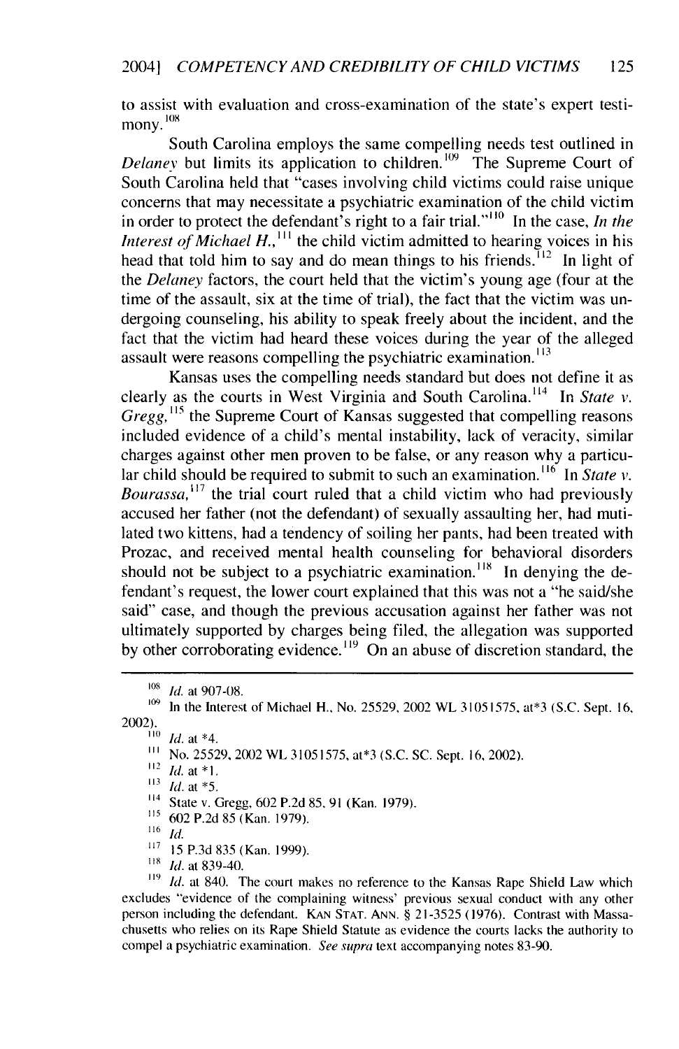to assist with evaluation and cross-examination of the state's expert testimony.[108]

South Carolina employs the same compelling needs test outlined in *Delaney* but limits its application to children.[109] The Supreme Court of South Carolina held that "cases involving child victims could raise unique concerns that may necessitate a psychiatric examination of the child victim in order to protect the defendant's right to a fair trial."[110] In the case, *In the Interest of Michael H.*,[111] the child victim admitted to hearing voices in his head that told him to say and do mean things to his friends.[112] In light of the *Delaney* factors, the court held that the victim's young age (four at the time of the assault, six at the time of trial), the fact that the victim was undergoing counseling, his ability to speak freely about the incident, and the fact that the victim had heard these voices during the year of the alleged assault were reasons compelling the psychiatric examination.[113]

Kansas uses the compelling needs standard but does not define it as clearly as the courts in West Virginia and South Carolina.[114] In *State v. Gregg*,[115] the Supreme Court of Kansas suggested that compelling reasons included evidence of a child's mental instability, lack of veracity, similar charges against other men proven to be false, or any reason why a particular child should be required to submit to such an examination.[116] In *State v. Bourassa*,[117] the trial court ruled that a child victim who had previously accused her father (not the defendant) of sexually assaulting her, had mutilated two kittens, had a tendency of soiling her pants, had been treated with Prozac, and received mental health counseling for behavioral disorders should not be subject to a psychiatric examination.[118] In denying the defendant's request, the lower court explained that this was not a "he said/she said" case, and though the previous accusation against her father was not ultimately supported by charges being filed, the allegation was supported by other corroborating evidence.[119] On an abuse of discretion standard, the

---

[108] *Id.* at 907-08.

[109] In the Interest of Michael H., No. 25529, 2002 WL 31051575, at*3 (S.C. Sept. 16, 2002).

[110] *Id.* at *4.

[111] No. 25529, 2002 WL 31051575, at*3 (S.C. SC. Sept. 16, 2002).

[112] *Id.* at *1.

[113] *Id.* at *5.

[114] State v. Gregg, 602 P.2d 85, 91 (Kan. 1979).

[115] 602 P.2d 85 (Kan. 1979).

[116] *Id.*

[117] 15 P.3d 835 (Kan. 1999).

[118] *Id.* at 839-40.

[119] *Id.* at 840. The court makes no reference to the Kansas Rape Shield Law which excludes "evidence of the complaining witness' previous sexual conduct with any other person including the defendant. KAN STAT. ANN. § 21-3525 (1976). Contrast with Massachusetts who relies on its Rape Shield Statute as evidence the courts lacks the authority to compel a psychiatric examination. *See supra* text accompanying notes 83-90.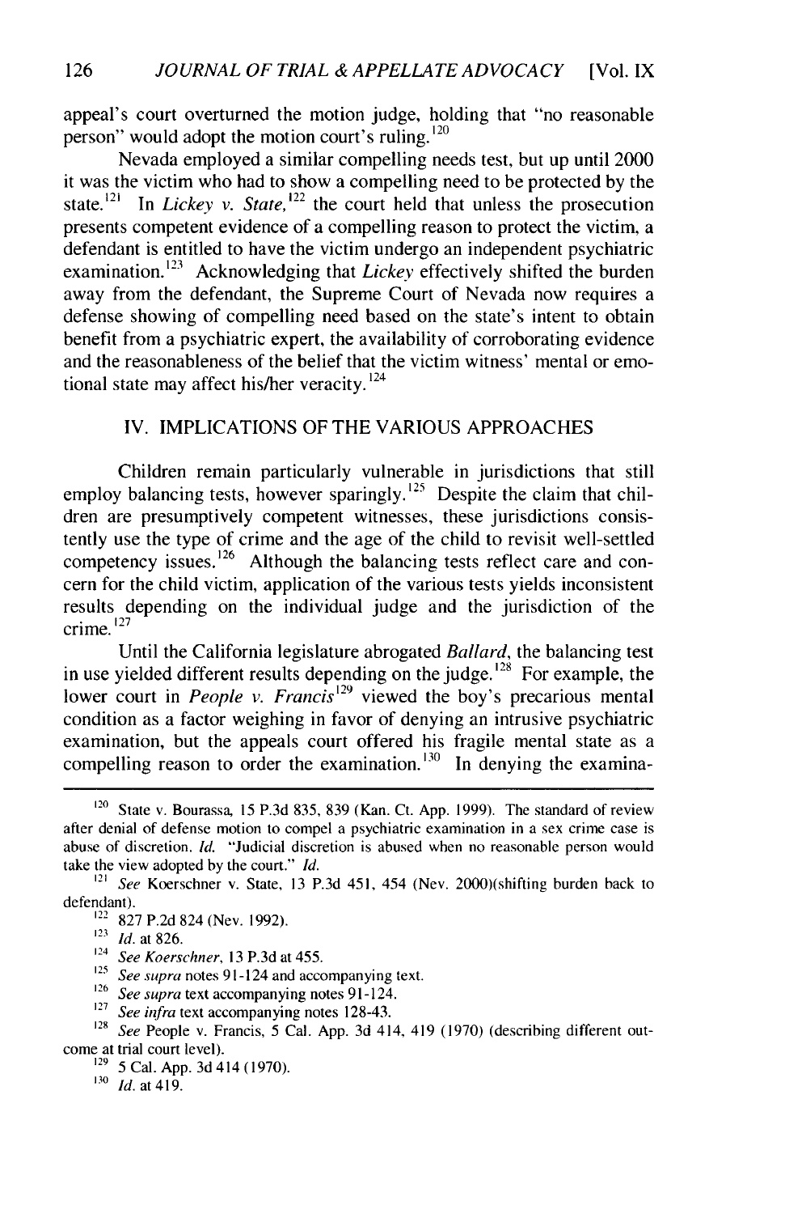appeal's court overturned the motion judge, holding that "no reasonable person" would adopt the motion court's ruling.[120]

Nevada employed a similar compelling needs test, but up until 2000 it was the victim who had to show a compelling need to be protected by the state.[121] In *Lickey v. State*,[122] the court held that unless the prosecution presents competent evidence of a compelling reason to protect the victim, a defendant is entitled to have the victim undergo an independent psychiatric examination.[123] Acknowledging that *Lickey* effectively shifted the burden away from the defendant, the Supreme Court of Nevada now requires a defense showing of compelling need based on the state's intent to obtain benefit from a psychiatric expert, the availability of corroborating evidence and the reasonableness of the belief that the victim witness' mental or emotional state may affect his/her veracity.[124]

## IV. IMPLICATIONS OF THE VARIOUS APPROACHES

Children remain particularly vulnerable in jurisdictions that still employ balancing tests, however sparingly.[125] Despite the claim that children are presumptively competent witnesses, these jurisdictions consistently use the type of crime and the age of the child to revisit well-settled competency issues.[126] Although the balancing tests reflect care and concern for the child victim, application of the various tests yields inconsistent results depending on the individual judge and the jurisdiction of the crime.[127]

Until the California legislature abrogated *Ballard*, the balancing test in use yielded different results depending on the judge.[128] For example, the lower court in *People v. Francis*[129] viewed the boy's precarious mental condition as a factor weighing in favor of denying an intrusive psychiatric examination, but the appeals court offered his fragile mental state as a compelling reason to order the examination.[130] In denying the examina-

---

[120] State v. Bourassa, 15 P.3d 835, 839 (Kan. Ct. App. 1999). The standard of review after denial of defense motion to compel a psychiatric examination in a sex crime case is abuse of discretion. *Id.* "Judicial discretion is abused when no reasonable person would take the view adopted by the court." *Id.*

[121] *See* Koerschner v. State, 13 P.3d 451, 454 (Nev. 2000)(shifting burden back to defendant).

[122] 827 P.2d 824 (Nev. 1992).

[123] *Id.* at 826.

[124] *See Koerschner*, 13 P.3d at 455.

[125] *See supra* notes 91-124 and accompanying text.

[126] *See supra* text accompanying notes 91-124.

[127] *See infra* text accompanying notes 128-43.

[128] *See* People v. Francis, 5 Cal. App. 3d 414, 419 (1970) (describing different outcome at trial court level).

[129] 5 Cal. App. 3d 414 (1970).

[130] *Id.* at 419.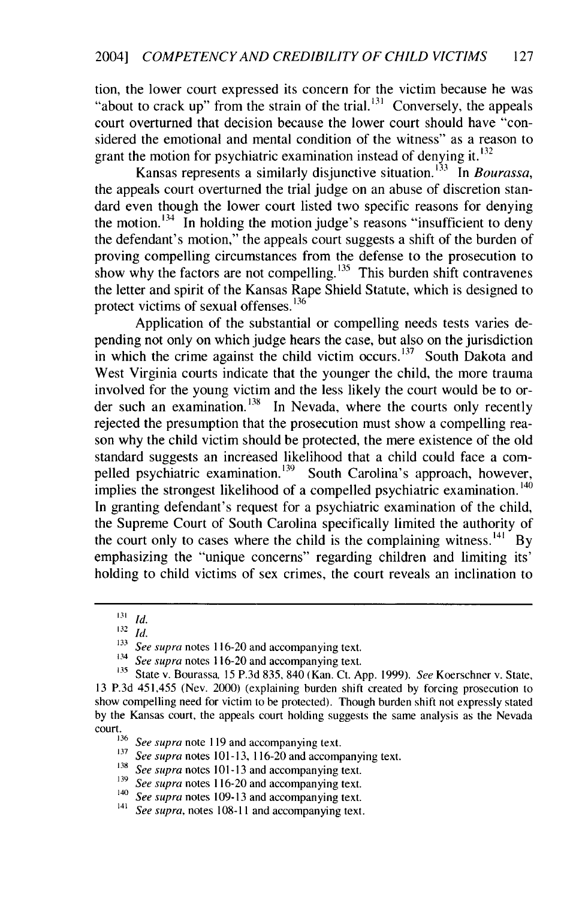tion, the lower court expressed its concern for the victim because he was "about to crack up" from the strain of the trial.[131] Conversely, the appeals court overturned that decision because the lower court should have "considered the emotional and mental condition of the witness" as a reason to grant the motion for psychiatric examination instead of denying it.[132]

Kansas represents a similarly disjunctive situation.[133] In *Bourassa*, the appeals court overturned the trial judge on an abuse of discretion standard even though the lower court listed two specific reasons for denying the motion.[134] In holding the motion judge's reasons "insufficient to deny the defendant's motion," the appeals court suggests a shift of the burden of proving compelling circumstances from the defense to the prosecution to show why the factors are not compelling.[135] This burden shift contravenes the letter and spirit of the Kansas Rape Shield Statute, which is designed to protect victims of sexual offenses.[136]

Application of the substantial or compelling needs tests varies depending not only on which judge hears the case, but also on the jurisdiction in which the crime against the child victim occurs.[137] South Dakota and West Virginia courts indicate that the younger the child, the more trauma involved for the young victim and the less likely the court would be to order such an examination.[138] In Nevada, where the courts only recently rejected the presumption that the prosecution must show a compelling reason why the child victim should be protected, the mere existence of the old standard suggests an increased likelihood that a child could face a compelled psychiatric examination.[139] South Carolina's approach, however, implies the strongest likelihood of a compelled psychiatric examination.[140] In granting defendant's request for a psychiatric examination of the child, the Supreme Court of South Carolina specifically limited the authority of the court only to cases where the child is the complaining witness.[141] By emphasizing the "unique concerns" regarding children and limiting its' holding to child victims of sex crimes, the court reveals an inclination to

---

[131] *Id.*

[132] *Id.*

[133] *See supra* notes 116-20 and accompanying text.

[134] *See supra* notes 116-20 and accompanying text.

[135] State v. Bourassa, 15 P.3d 835, 840 (Kan. Ct. App. 1999). *See* Koerschner v. State, 13 P.3d 451,455 (Nev. 2000) (explaining burden shift created by forcing prosecution to show compelling need for victim to be protected). Though burden shift not expressly stated by the Kansas court, the appeals court holding suggests the same analysis as the Nevada court.

[136] *See supra* note 119 and accompanying text.

[137] *See supra* notes 101-13, 116-20 and accompanying text.

[138] *See supra* notes 101-13 and accompanying text.

[139] *See supra* notes 116-20 and accompanying text.

[140] *See supra* notes 109-13 and accompanying text.

[141] *See supra*, notes 108-11 and accompanying text.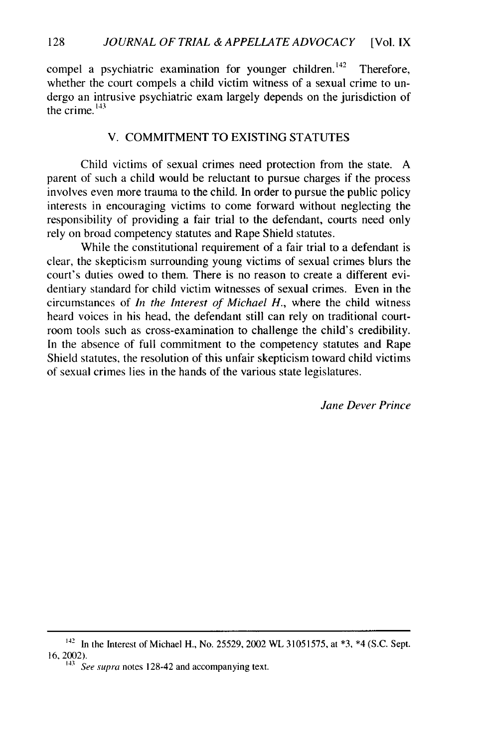compel a psychiatric examination for younger children.[142] Therefore, whether the court compels a child victim witness of a sexual crime to undergo an intrusive psychiatric exam largely depends on the jurisdiction of the crime.[143]

## V. COMMITMENT TO EXISTING STATUTES

Child victims of sexual crimes need protection from the state. A parent of such a child would be reluctant to pursue charges if the process involves even more trauma to the child. In order to pursue the public policy interests in encouraging victims to come forward without neglecting the responsibility of providing a fair trial to the defendant, courts need only rely on broad competency statutes and Rape Shield statutes.

While the constitutional requirement of a fair trial to a defendant is clear, the skepticism surrounding young victims of sexual crimes blurs the court's duties owed to them. There is no reason to create a different evidentiary standard for child victim witnesses of sexual crimes. Even in the circumstances of *In the Interest of Michael H.*, where the child witness heard voices in his head, the defendant still can rely on traditional courtroom tools such as cross-examination to challenge the child's credibility. In the absence of full commitment to the competency statutes and Rape Shield statutes, the resolution of this unfair skepticism toward child victims of sexual crimes lies in the hands of the various state legislatures.

*Jane Dever Prince*

---

[142] In the Interest of Michael H., No. 25529, 2002 WL 31051575, at *3, *4 (S.C. Sept. 16, 2002).

[143] *See supra* notes 128-42 and accompanying text.